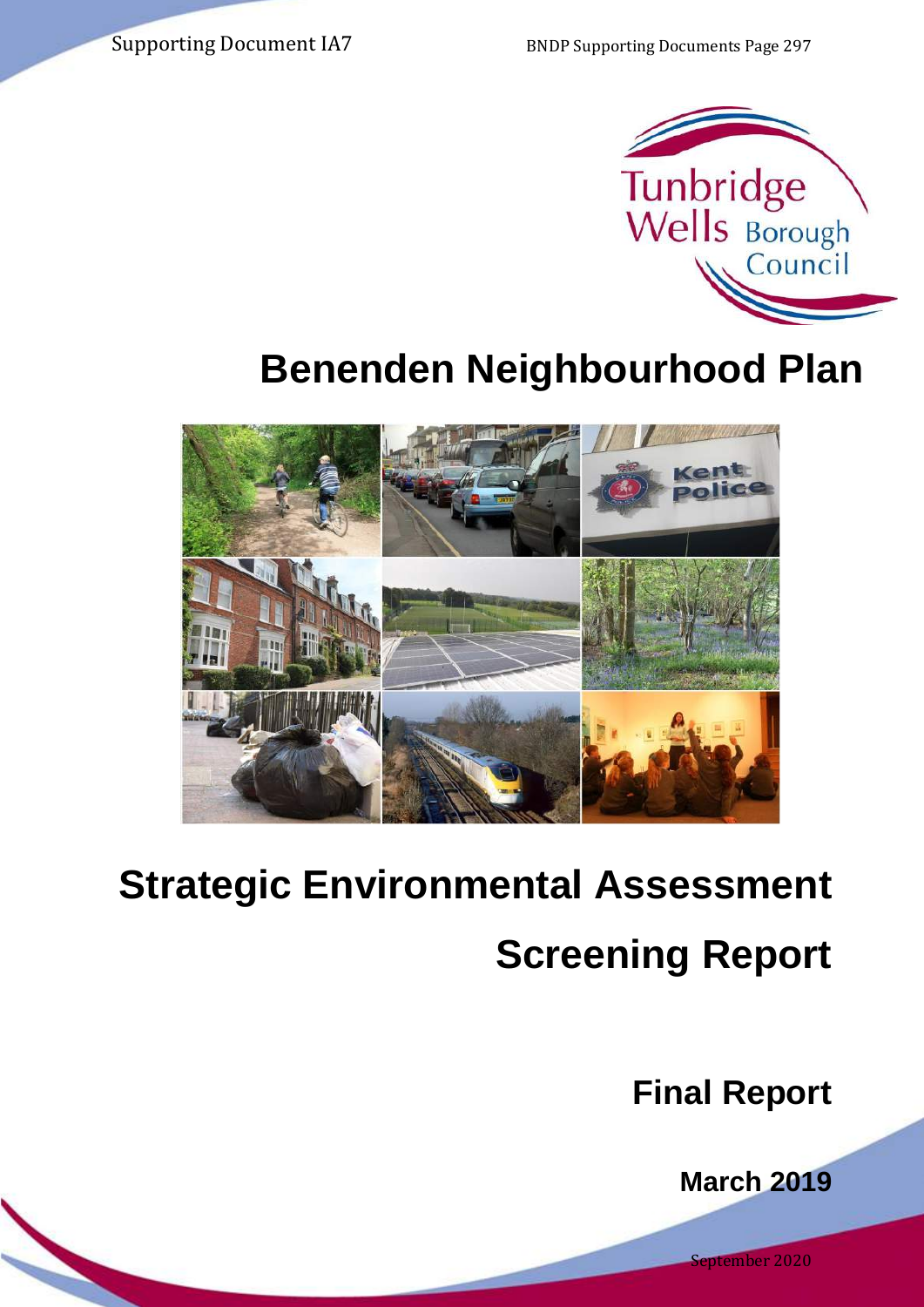Supporting Document IA7

BNDP Supporting Documents Page 297

Tunbridge Wells Borough Council

# Benenden Neighbourhood Plan

# Strategic Environmental Assessment Screening Report

## Final Report

**March 2019**

September 2020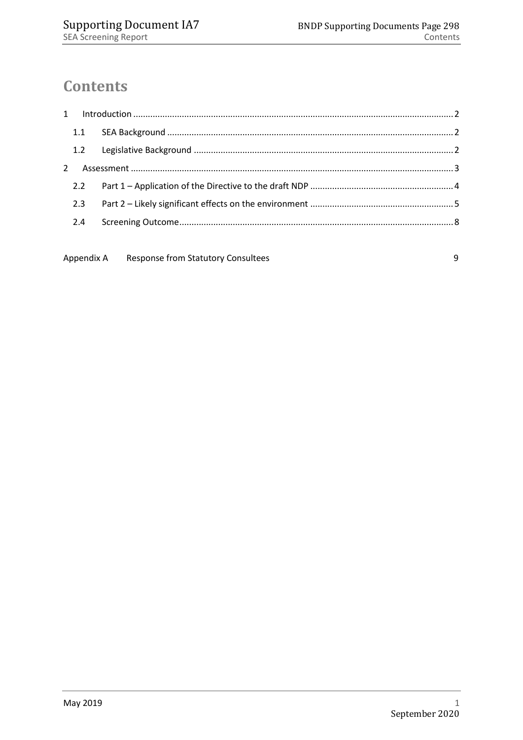# Contents

1 Introduction ........................................................................ 2

  1.1 SEA Background ........................................................................ 2

  1.2 Legislative Background ........................................................................ 2

2 Assessment ........................................................................ 3

  2.2 Part 1 – Application of the Directive to the draft NDP ........................................................................ 4

  2.3 Part 2 – Likely significant effects on the environment ........................................................................ 5

  2.4 Screening Outcome ........................................................................ 8

Appendix A Response from Statutory Consultees 9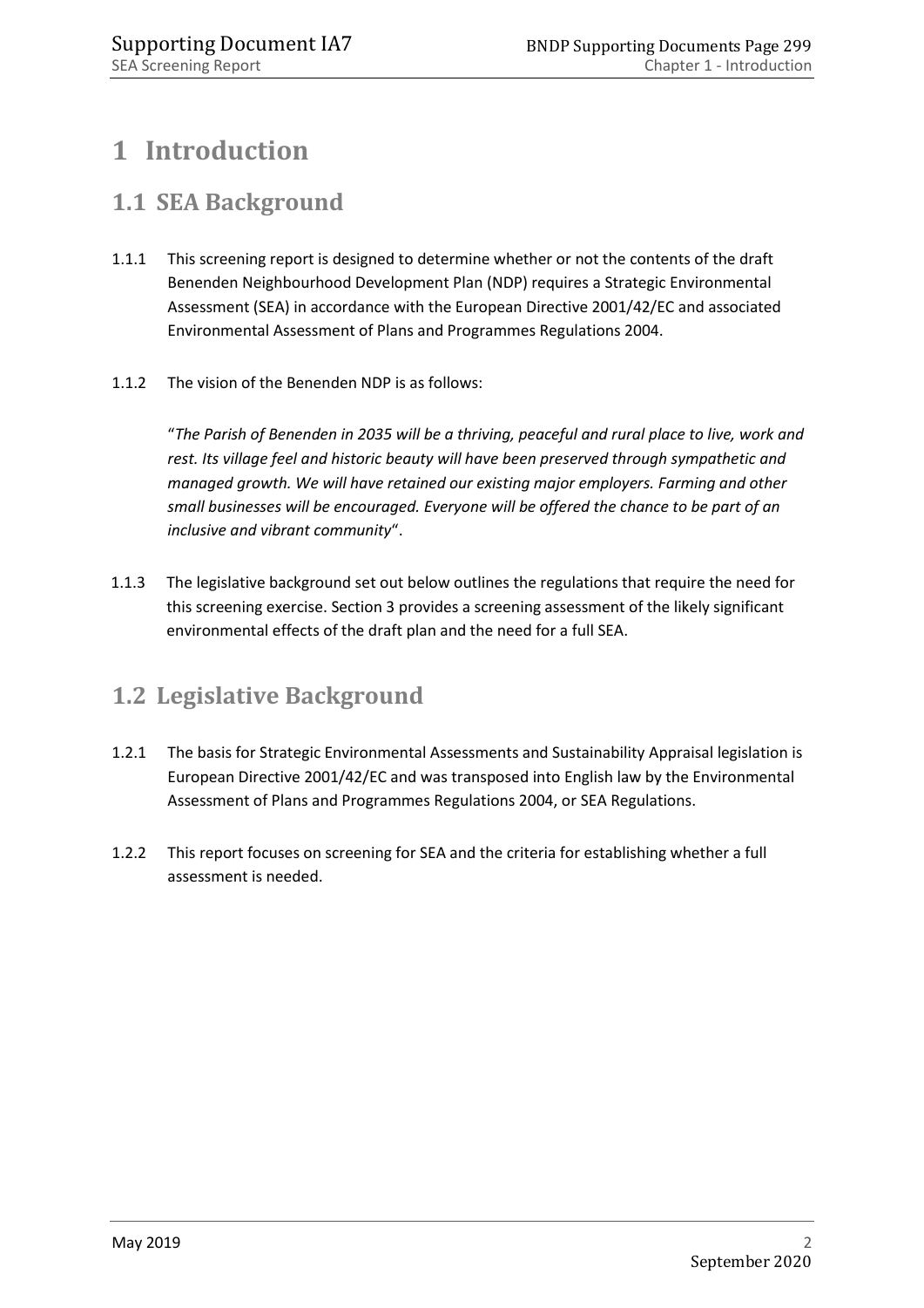# 1 Introduction

## 1.1 SEA Background

1.1.1 This screening report is designed to determine whether or not the contents of the draft Benenden Neighbourhood Development Plan (NDP) requires a Strategic Environmental Assessment (SEA) in accordance with the European Directive 2001/42/EC and associated Environmental Assessment of Plans and Programmes Regulations 2004.

1.1.2 The vision of the Benenden NDP is as follows:

"*The Parish of Benenden in 2035 will be a thriving, peaceful and rural place to live, work and rest. Its village feel and historic beauty will have been preserved through sympathetic and managed growth. We will have retained our existing major employers. Farming and other small businesses will be encouraged. Everyone will be offered the chance to be part of an inclusive and vibrant community*".

1.1.3 The legislative background set out below outlines the regulations that require the need for this screening exercise. Section 3 provides a screening assessment of the likely significant environmental effects of the draft plan and the need for a full SEA.

## 1.2 Legislative Background

1.2.1 The basis for Strategic Environmental Assessments and Sustainability Appraisal legislation is European Directive 2001/42/EC and was transposed into English law by the Environmental Assessment of Plans and Programmes Regulations 2004, or SEA Regulations.

1.2.2 This report focuses on screening for SEA and the criteria for establishing whether a full assessment is needed.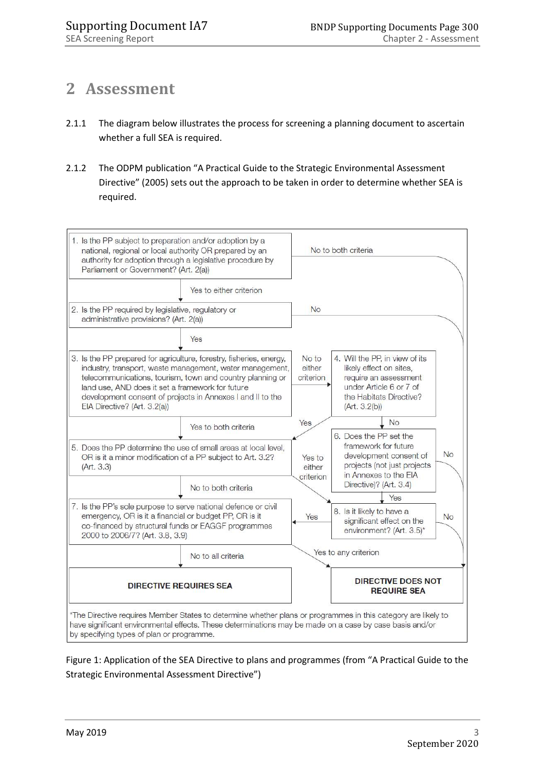# 2 Assessment

2.1.1 The diagram below illustrates the process for screening a planning document to ascertain whether a full SEA is required.

2.1.2 The ODPM publication "A Practical Guide to the Strategic Environmental Assessment Directive" (2005) sets out the approach to be taken in order to determine whether SEA is required.

1. Is the PP subject to preparation and/or adoption by a national, regional or local authority OR prepared by an authority for adoption through a legislative procedure by Parliament or Government? (Art. 2(a))
   - No to both criteria → DIRECTIVE DOES NOT REQUIRE SEA
   - Yes to either criterion → 2

2. Is the PP required by legislative, regulatory or administrative provisions? (Art. 2(a))
   - No → DIRECTIVE DOES NOT REQUIRE SEA
   - Yes → 3

3. Is the PP prepared for agriculture, forestry, fisheries, energy, industry, transport, waste management, water management, telecommunications, tourism, town and country planning or land use, AND does it set a framework for future development consent of projects in Annexes I and II to the EIA Directive? (Art. 3.2(a))
   - No to either criterion → 4
   - Yes to both criteria → 5

4. Will the PP, in view of its likely effect on sites, require an assessment under Article 6 or 7 of the Habitats Directive? (Art. 3.2(b))
   - Yes → 5
   - No → 6

5. Does the PP determine the use of small areas at local level, OR is it a minor modification of a PP subject to Art. 3.2? (Art. 3.3)
   - Yes to either criterion → 8
   - No to both criteria → 7

6. Does the PP set the framework for future development consent of projects (not just projects in Annexes to the EIA Directive)? (Art. 3.4)
   - No → DIRECTIVE DOES NOT REQUIRE SEA
   - Yes → 8

7. Is the PP's sole purpose to serve national defence or civil emergency, OR is it a financial or budget PP, OR is it co-financed by structural funds or EAGGF programmes 2000 to 2006/7? (Art. 3.8, 3.9)
   - No to all criteria → DIRECTIVE REQUIRES SEA
   - Yes to any criterion → DIRECTIVE DOES NOT REQUIRE SEA

8. Is it likely to have a significant effect on the environment? (Art. 3.5)*
   - Yes → 7
   - No → DIRECTIVE DOES NOT REQUIRE SEA

**DIRECTIVE REQUIRES SEA**

**DIRECTIVE DOES NOT REQUIRE SEA**

*The Directive requires Member States to determine whether plans or programmes in this category are likely to have significant environmental effects. These determinations may be made on a case by case basis and/or by specifying types of plan or programme.

Figure 1: Application of the SEA Directive to plans and programmes (from "A Practical Guide to the Strategic Environmental Assessment Directive")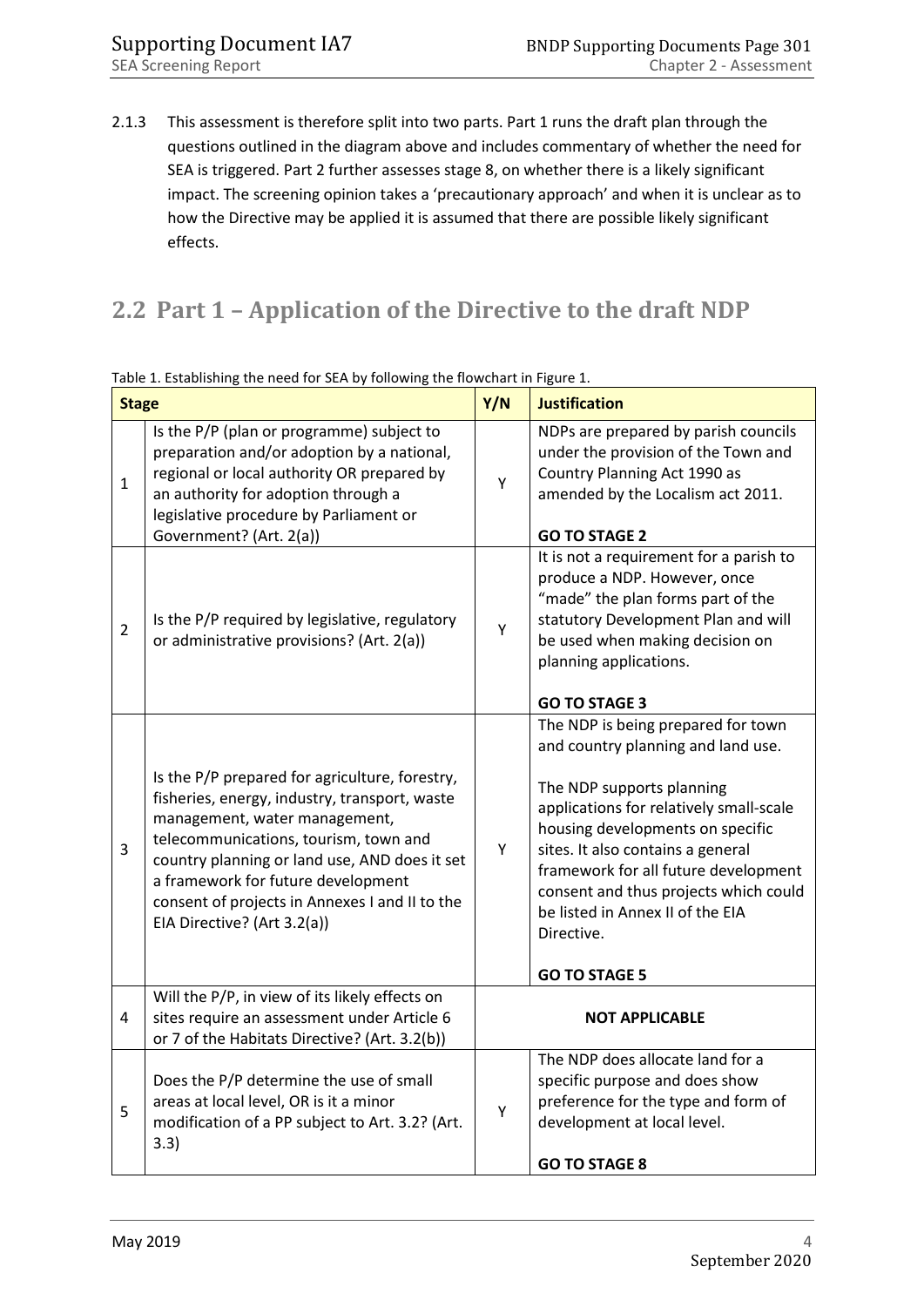2.1.3 This assessment is therefore split into two parts. Part 1 runs the draft plan through the questions outlined in the diagram above and includes commentary of whether the need for SEA is triggered. Part 2 further assesses stage 8, on whether there is a likely significant impact. The screening opinion takes a 'precautionary approach' and when it is unclear as to how the Directive may be applied it is assumed that there are possible likely significant effects.

## 2.2 Part 1 – Application of the Directive to the draft NDP

Table 1. Establishing the need for SEA by following the flowchart in Figure 1.

| Stage | | Y/N | Justification |
|---|---|---|---|
| 1 | Is the P/P (plan or programme) subject to preparation and/or adoption by a national, regional or local authority OR prepared by an authority for adoption through a legislative procedure by Parliament or Government? (Art. 2(a)) | Y | NDPs are prepared by parish councils under the provision of the Town and Country Planning Act 1990 as amended by the Localism act 2011.<br><br>**GO TO STAGE 2** |
| 2 | Is the P/P required by legislative, regulatory or administrative provisions? (Art. 2(a)) | Y | It is not a requirement for a parish to produce a NDP. However, once "made" the plan forms part of the statutory Development Plan and will be used when making decision on planning applications.<br><br>**GO TO STAGE 3** |
| 3 | Is the P/P prepared for agriculture, forestry, fisheries, energy, industry, transport, waste management, water management, telecommunications, tourism, town and country planning or land use, AND does it set a framework for future development consent of projects in Annexes I and II to the EIA Directive? (Art 3.2(a)) | Y | The NDP is being prepared for town and country planning and land use.<br><br>The NDP supports planning applications for relatively small-scale housing developments on specific sites. It also contains a general framework for all future development consent and thus projects which could be listed in Annex II of the EIA Directive.<br><br>**GO TO STAGE 5** |
| 4 | Will the P/P, in view of its likely effects on sites require an assessment under Article 6 or 7 of the Habitats Directive? (Art. 3.2(b)) | **NOT APPLICABLE** | |
| 5 | Does the P/P determine the use of small areas at local level, OR is it a minor modification of a PP subject to Art. 3.2? (Art. 3.3) | Y | The NDP does allocate land for a specific purpose and does show preference for the type and form of development at local level.<br><br>**GO TO STAGE 8** |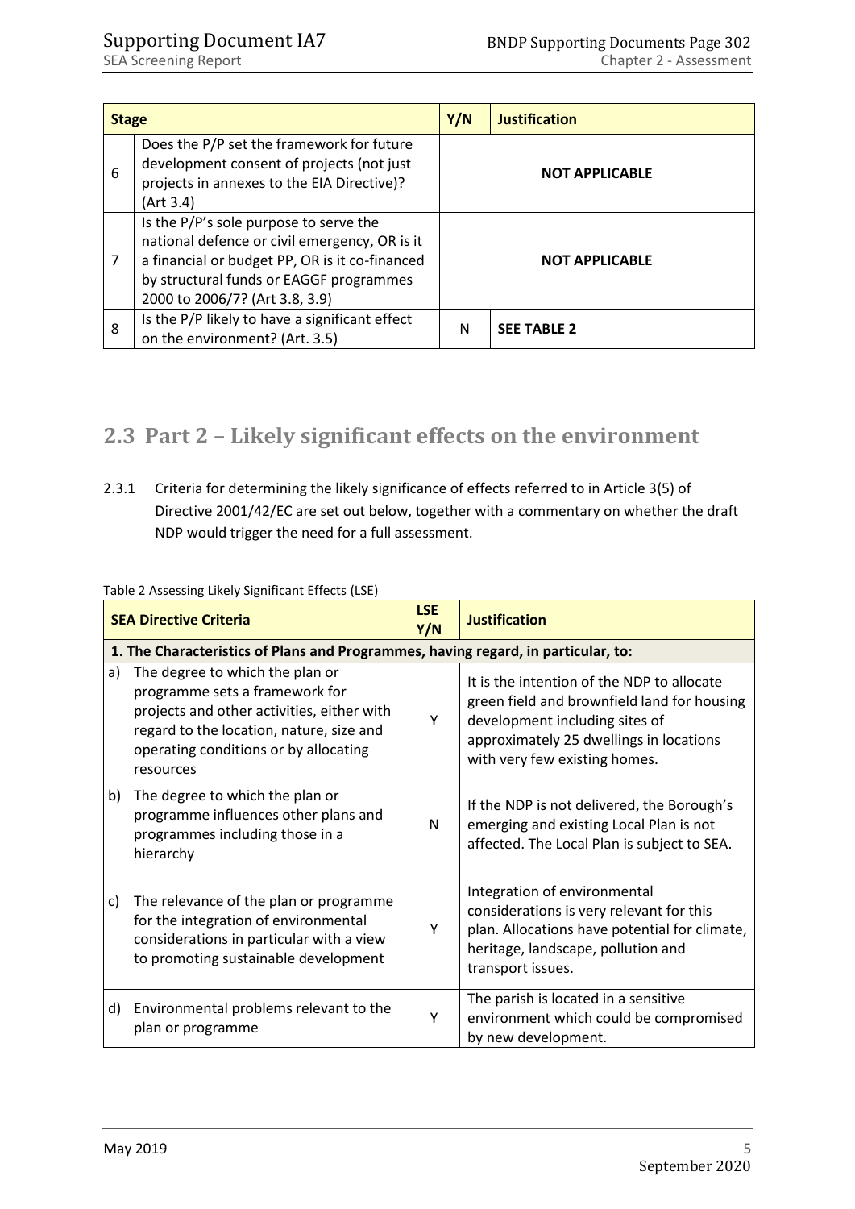| Stage | | Y/N | Justification |
|---|---|---|---|
| 6 | Does the P/P set the framework for future development consent of projects (not just projects in annexes to the EIA Directive)? (Art 3.4) | | **NOT APPLICABLE** |
| 7 | Is the P/P's sole purpose to serve the national defence or civil emergency, OR is it a financial or budget PP, OR is it co-financed by structural funds or EAGGF programmes 2000 to 2006/7? (Art 3.8, 3.9) | | **NOT APPLICABLE** |
| 8 | Is the P/P likely to have a significant effect on the environment? (Art. 3.5) | N | **SEE TABLE 2** |

## 2.3 Part 2 – Likely significant effects on the environment

2.3.1 Criteria for determining the likely significance of effects referred to in Article 3(5) of Directive 2001/42/EC are set out below, together with a commentary on whether the draft NDP would trigger the need for a full assessment.

Table 2 Assessing Likely Significant Effects (LSE)

| SEA Directive Criteria | | LSE Y/N | Justification |
|---|---|---|---|
| **1. The Characteristics of Plans and Programmes, having regard, in particular, to:** | | | |
| a) | The degree to which the plan or programme sets a framework for projects and other activities, either with regard to the location, nature, size and operating conditions or by allocating resources | Y | It is the intention of the NDP to allocate green field and brownfield land for housing development including sites of approximately 25 dwellings in locations with very few existing homes. |
| b) | The degree to which the plan or programme influences other plans and programmes including those in a hierarchy | N | If the NDP is not delivered, the Borough's emerging and existing Local Plan is not affected. The Local Plan is subject to SEA. |
| c) | The relevance of the plan or programme for the integration of environmental considerations in particular with a view to promoting sustainable development | Y | Integration of environmental considerations is very relevant for this plan. Allocations have potential for climate, heritage, landscape, pollution and transport issues. |
| d) | Environmental problems relevant to the plan or programme | Y | The parish is located in a sensitive environment which could be compromised by new development. |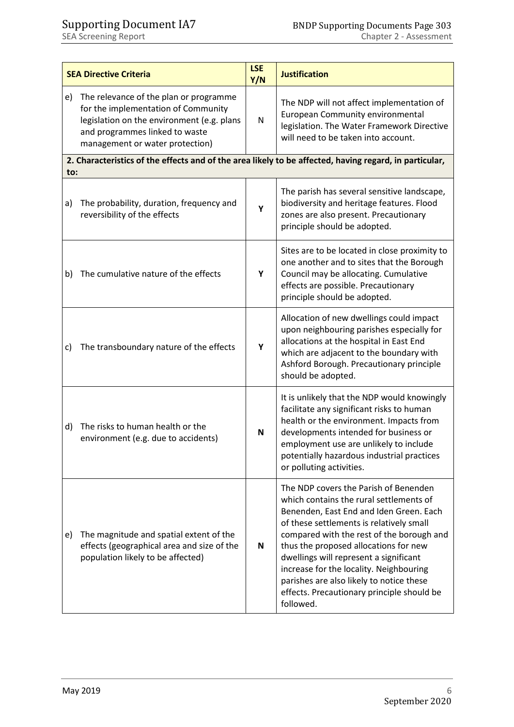| SEA Directive Criteria | LSE Y/N | Justification |
|---|---|---|
| e) The relevance of the plan or programme for the implementation of Community legislation on the environment (e.g. plans and programmes linked to waste management or water protection) | N | The NDP will not affect implementation of European Community environmental legislation. The Water Framework Directive will need to be taken into account. |
| **2. Characteristics of the effects and of the area likely to be affected, having regard, in particular, to:** | | |
| a) The probability, duration, frequency and reversibility of the effects | **Y** | The parish has several sensitive landscape, biodiversity and heritage features. Flood zones are also present. Precautionary principle should be adopted. |
| b) The cumulative nature of the effects | **Y** | Sites are to be located in close proximity to one another and to sites that the Borough Council may be allocating. Cumulative effects are possible. Precautionary principle should be adopted. |
| c) The transboundary nature of the effects | **Y** | Allocation of new dwellings could impact upon neighbouring parishes especially for allocations at the hospital in East End which are adjacent to the boundary with Ashford Borough. Precautionary principle should be adopted. |
| d) The risks to human health or the environment (e.g. due to accidents) | **N** | It is unlikely that the NDP would knowingly facilitate any significant risks to human health or the environment. Impacts from developments intended for business or employment use are unlikely to include potentially hazardous industrial practices or polluting activities. |
| e) The magnitude and spatial extent of the effects (geographical area and size of the population likely to be affected) | **N** | The NDP covers the Parish of Benenden which contains the rural settlements of Benenden, East End and Iden Green. Each of these settlements is relatively small compared with the rest of the borough and thus the proposed allocations for new dwellings will represent a significant increase for the locality. Neighbouring parishes are also likely to notice these effects. Precautionary principle should be followed. |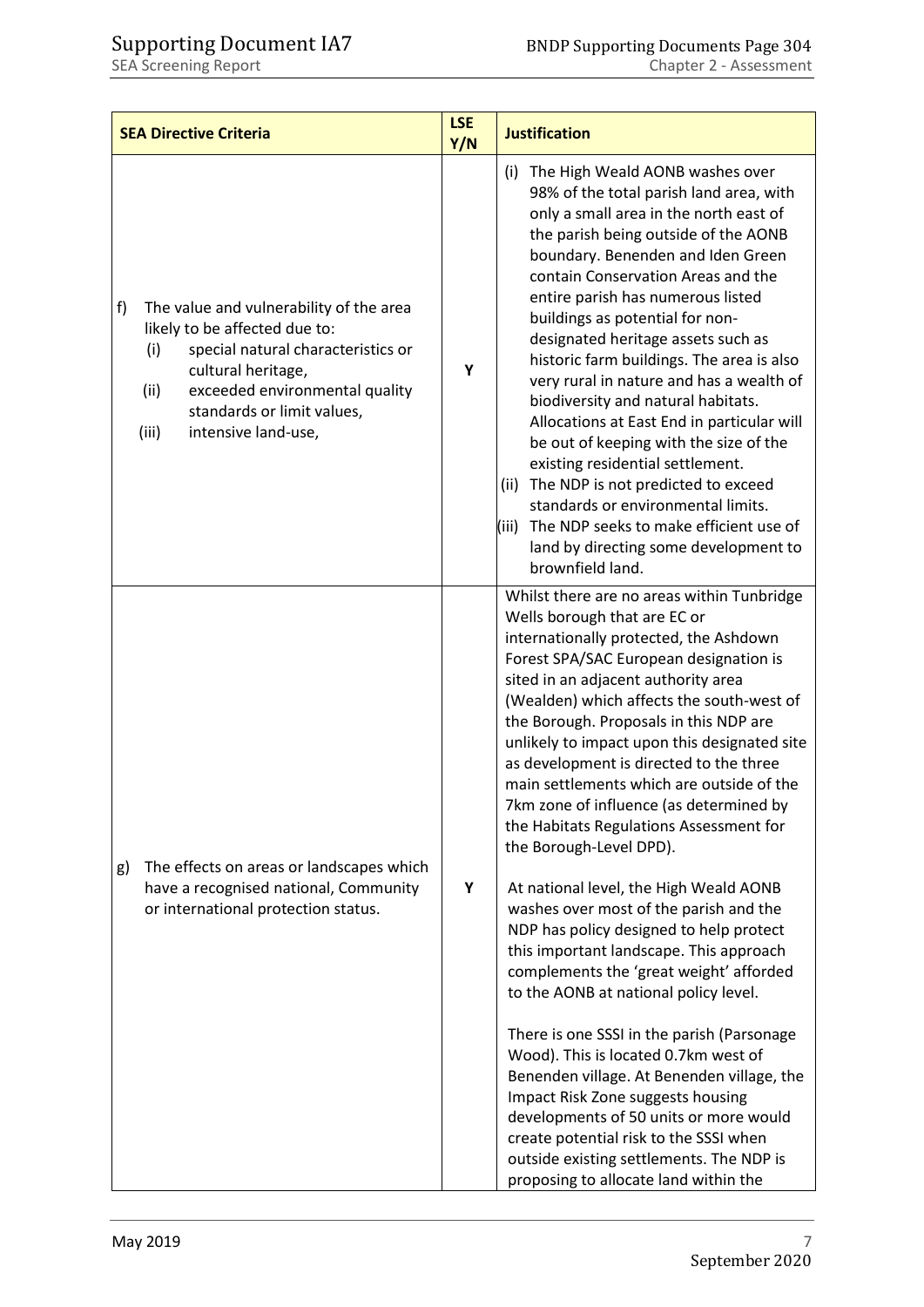| SEA Directive Criteria | LSE Y/N | Justification |
|---|---|---|
| f) The value and vulnerability of the area likely to be affected due to: (i) special natural characteristics or cultural heritage, (ii) exceeded environmental quality standards or limit values, (iii) intensive land-use, | Y | (i) The High Weald AONB washes over 98% of the total parish land area, with only a small area in the north east of the parish being outside of the AONB boundary. Benenden and Iden Green contain Conservation Areas and the entire parish has numerous listed buildings as potential for non-designated heritage assets such as historic farm buildings. The area is also very rural in nature and has a wealth of biodiversity and natural habitats. Allocations at East End in particular will be out of keeping with the size of the existing residential settlement. (ii) The NDP is not predicted to exceed standards or environmental limits. (iii) The NDP seeks to make efficient use of land by directing some development to brownfield land. |
| g) The effects on areas or landscapes which have a recognised national, Community or international protection status. | Y | Whilst there are no areas within Tunbridge Wells borough that are EC or internationally protected, the Ashdown Forest SPA/SAC European designation is sited in an adjacent authority area (Wealden) which affects the south-west of the Borough. Proposals in this NDP are unlikely to impact upon this designated site as development is directed to the three main settlements which are outside of the 7km zone of influence (as determined by the Habitats Regulations Assessment for the Borough-Level DPD).<br><br>At national level, the High Weald AONB washes over most of the parish and the NDP has policy designed to help protect this important landscape. This approach complements the 'great weight' afforded to the AONB at national policy level.<br><br>There is one SSSI in the parish (Parsonage Wood). This is located 0.7km west of Benenden village. At Benenden village, the Impact Risk Zone suggests housing developments of 50 units or more would create potential risk to the SSSI when outside existing settlements. The NDP is proposing to allocate land within the |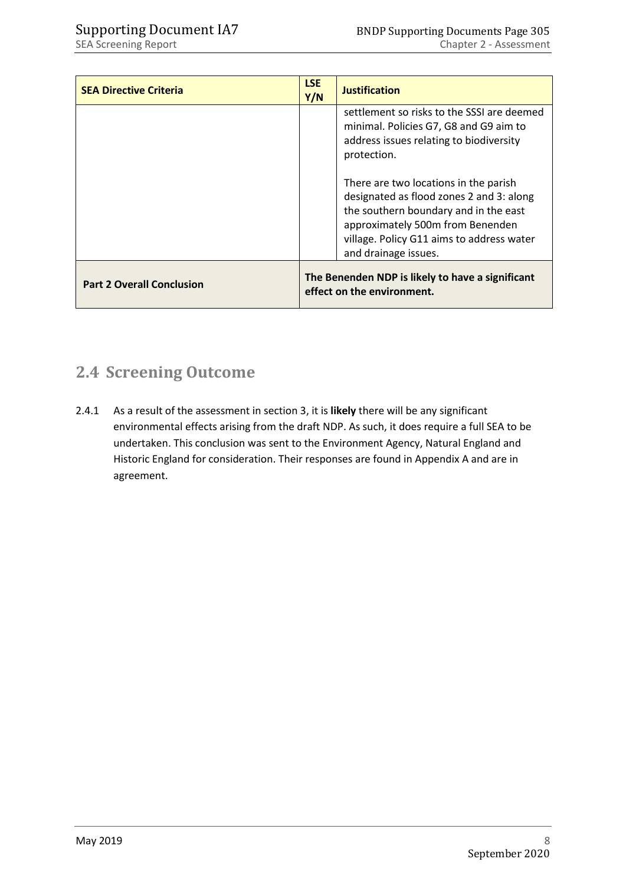| SEA Directive Criteria | LSE Y/N | Justification |
| --- | --- | --- |
| | | settlement so risks to the SSSI are deemed minimal. Policies G7, G8 and G9 aim to address issues relating to biodiversity protection.<br><br>There are two locations in the parish designated as flood zones 2 and 3: along the southern boundary and in the east approximately 500m from Benenden village. Policy G11 aims to address water and drainage issues. |
| **Part 2 Overall Conclusion** | **The Benenden NDP is likely to have a significant effect on the environment.** | |

## 2.4 Screening Outcome

2.4.1 As a result of the assessment in section 3, it is **likely** there will be any significant environmental effects arising from the draft NDP. As such, it does require a full SEA to be undertaken. This conclusion was sent to the Environment Agency, Natural England and Historic England for consideration. Their responses are found in Appendix A and are in agreement.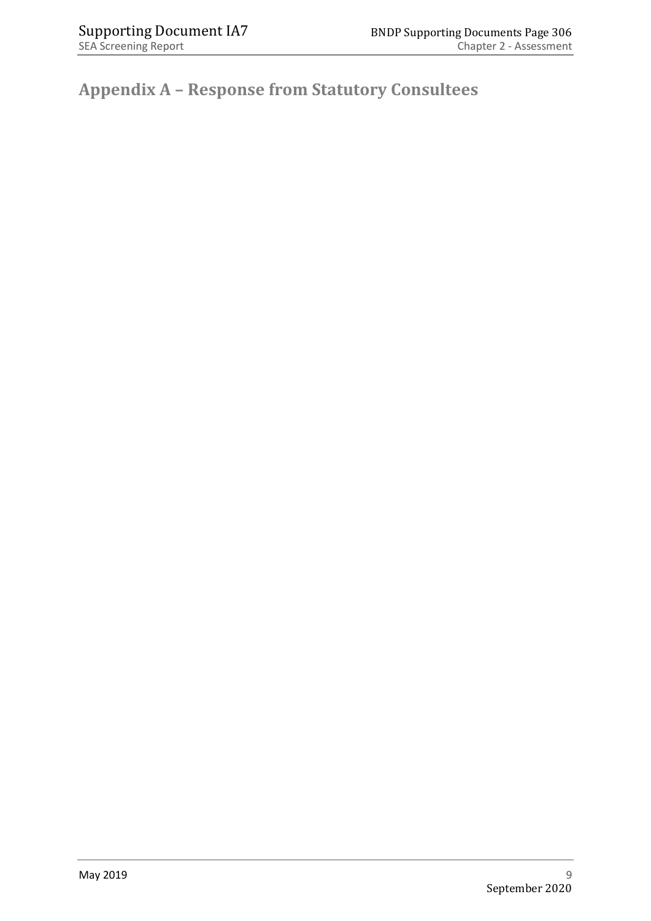# Appendix A – Response from Statutory Consultees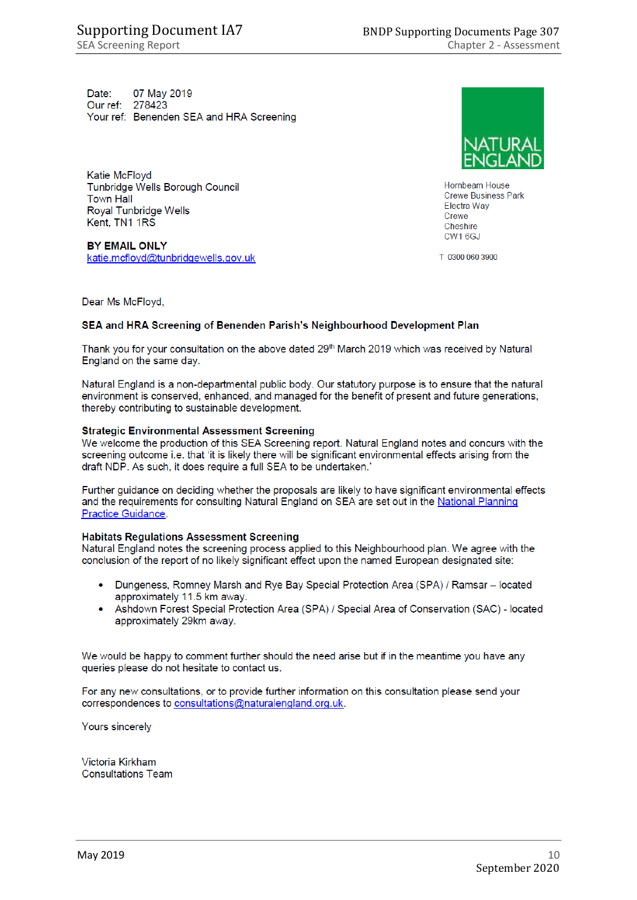Date: 07 May 2019
Our ref: 278423
Your ref: Benenden SEA and HRA Screening

NATURAL ENGLAND

Hornbeam House
Crewe Business Park
Electra Way
Crewe
Cheshire
CW1 6GJ

T 0300 060 3900

Katie McFloyd
Tunbridge Wells Borough Council
Town Hall
Royal Tunbridge Wells
Kent, TN1 1RS

**BY EMAIL ONLY**
katie.mcfloyd@tunbridgewells.gov.uk

Dear Ms McFloyd,

**SEA and HRA Screening of Benenden Parish's Neighbourhood Development Plan**

Thank you for your consultation on the above dated 29th March 2019 which was received by Natural England on the same day.

Natural England is a non-departmental public body. Our statutory purpose is to ensure that the natural environment is conserved, enhanced, and managed for the benefit of present and future generations, thereby contributing to sustainable development.

**Strategic Environmental Assessment Screening**
We welcome the production of this SEA Screening report. Natural England notes and concurs with the screening outcome i.e. that 'it is likely there will be significant environmental effects arising from the draft NDP. As such, it does require a full SEA to be undertaken.'

Further guidance on deciding whether the proposals are likely to have significant environmental effects and the requirements for consulting Natural England on SEA are set out in the National Planning Practice Guidance.

**Habitats Regulations Assessment Screening**
Natural England notes the screening process applied to this Neighbourhood plan. We agree with the conclusion of the report of no likely significant effect upon the named European designated site:

- Dungeness, Romney Marsh and Rye Bay Special Protection Area (SPA) / Ramsar – located approximately 11.5 km away.
- Ashdown Forest Special Protection Area (SPA) / Special Area of Conservation (SAC) - located approximately 29km away.

We would be happy to comment further should the need arise but if in the meantime you have any queries please do not hesitate to contact us.

For any new consultations, or to provide further information on this consultation please send your correspondences to consultations@naturalengland.org.uk.

Yours sincerely

Victoria Kirkham
Consultations Team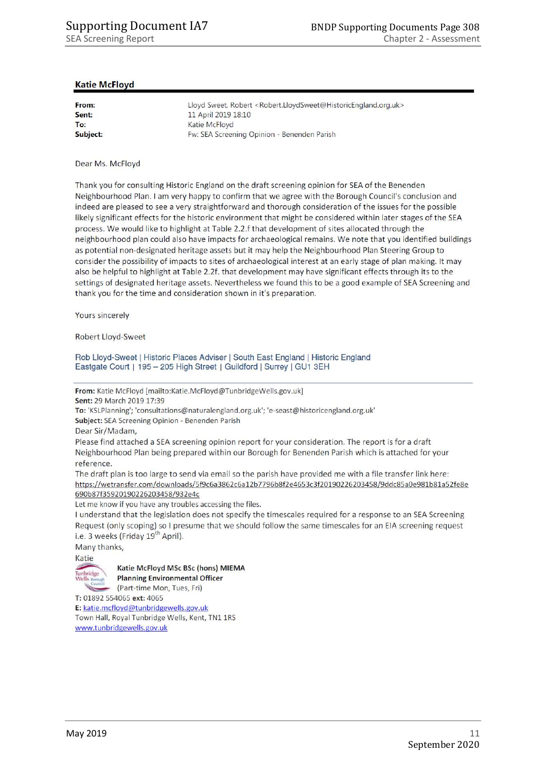**Katie McFloyd**

| | |
|---|---|
| **From:** | Lloyd Sweet, Robert <Robert.LloydSweet@HistoricEngland.org.uk> |
| **Sent:** | 11 April 2019 18:10 |
| **To:** | Katie McFloyd |
| **Subject:** | Fw: SEA Screening Opinion - Benenden Parish |

Dear Ms. McFloyd

Thank you for consulting Historic England on the draft screening opinion for SEA of the Benenden Neighbourhood Plan. I am very happy to confirm that we agree with the Borough Council's conclusion and indeed are pleased to see a very straightforward and thorough consideration of the issues for the possible likely significant effects for the historic environment that might be considered within later stages of the SEA process. We would like to highlight at Table 2.2.f that development of sites allocated through the neighbourhood plan could also have impacts for archaeological remains. We note that you identified buildings as potential non-designated heritage assets but it may help the Neighbourhood Plan Steering Group to consider the possibility of impacts to sites of archaeological interest at an early stage of plan making. It may also be helpful to highlight at Table 2.2f. that development may have significant effects through its to the settings of designated heritage assets. Nevertheless we found this to be a good example of SEA Screening and thank you for the time and consideration shown in it's preparation.

Yours sincerely

Robert Lloyd-Sweet

Rob Lloyd-Sweet | Historic Places Adviser | South East England | Historic England
Eastgate Court | 195 – 205 High Street | Guildford | Surrey | GU1 3EH

---

**From:** Katie McFloyd [mailto:Katie.McFloyd@TunbridgeWells.gov.uk]
**Sent:** 29 March 2019 17:39
**To:** 'KSLPlanning'; 'consultations@naturalengland.org.uk'; 'e-seast@historicengland.org.uk'
**Subject:** SEA Screening Opinion - Benenden Parish

Dear Sir/Madam,

Please find attached a SEA screening opinion report for your consideration. The report is for a draft Neighbourhood Plan being prepared within our Borough for Benenden Parish which is attached for your reference.

The draft plan is too large to send via email so the parish have provided me with a file transfer link here: https://wetransfer.com/downloads/5f9c6a3862c6a12b7796b8f2e4653c3f20190226203458/9ddc85a0e981b81a52fe8e690b87f35920190226203458/932e4c

Let me know if you have any troubles accessing the files.

I understand that the legislation does not specify the timescales required for a response to an SEA Screening Request (only scoping) so I presume that we should follow the same timescales for an EIA screening request i.e. 3 weeks (Friday 19th April).

Many thanks,

Katie

**Katie McFloyd MSc BSc (hons) MIEMA**
**Planning Environmental Officer**
(Part-time Mon, Tues, Fri)

T: 01892 554065 **ext:** 4065
**E:** katie.mcfloyd@tunbridgewells.gov.uk
Town Hall, Royal Tunbridge Wells, Kent, TN1 1RS
www.tunbridgewells.gov.uk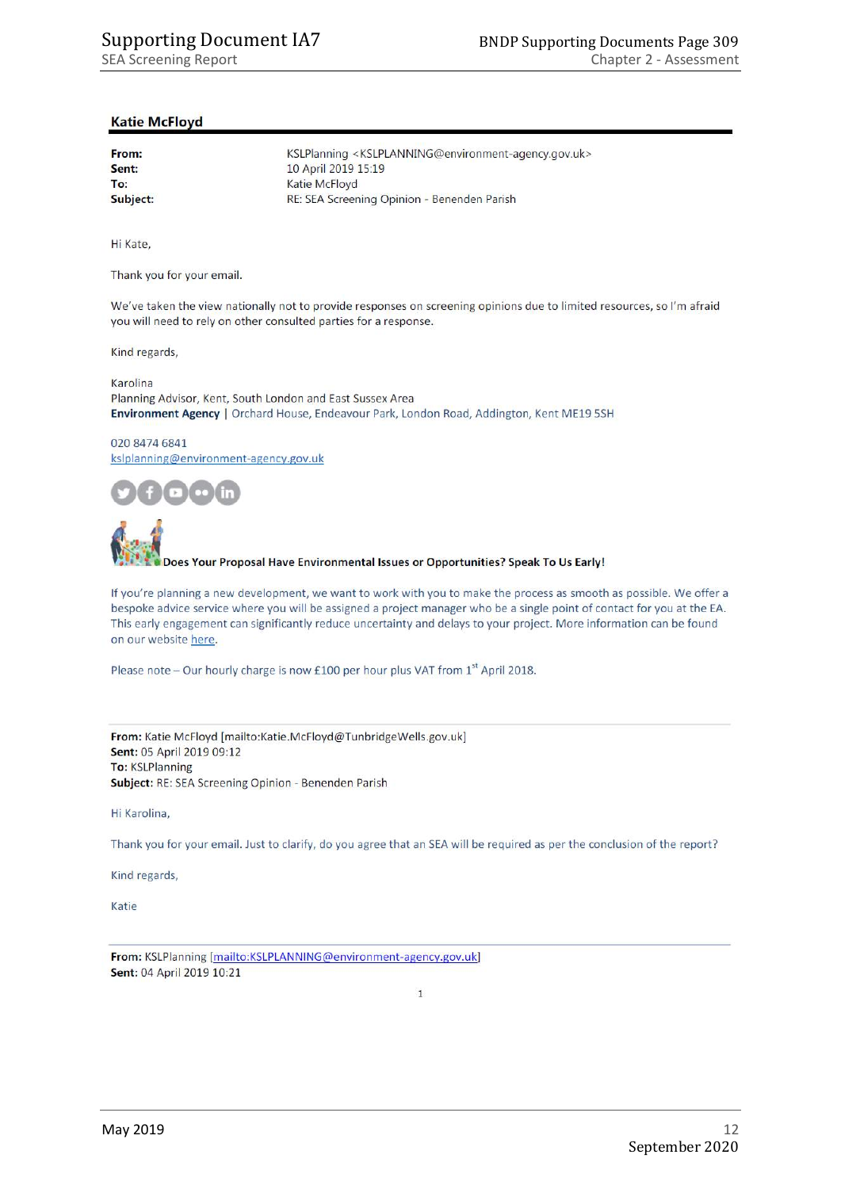**Katie McFloyd**

| | |
|---|---|
| **From:** | KSLPlanning <KSLPLANNING@environment-agency.gov.uk> |
| **Sent:** | 10 April 2019 15:19 |
| **To:** | Katie McFloyd |
| **Subject:** | RE: SEA Screening Opinion - Benenden Parish |

Hi Kate,

Thank you for your email.

We've taken the view nationally not to provide responses on screening opinions due to limited resources, so I'm afraid you will need to rely on other consulted parties for a response.

Kind regards,

Karolina
Planning Advisor, Kent, South London and East Sussex Area
**Environment Agency** | Orchard House, Endeavour Park, London Road, Addington, Kent ME19 5SH

020 8474 6841
kslplanning@environment-agency.gov.uk

**Does Your Proposal Have Environmental Issues or Opportunities? Speak To Us Early!**

If you're planning a new development, we want to work with you to make the process as smooth as possible. We offer a bespoke advice service where you will be assigned a project manager who be a single point of contact for you at the EA. This early engagement can significantly reduce uncertainty and delays to your project. More information can be found on our website here.

Please note – Our hourly charge is now £100 per hour plus VAT from 1st April 2018.

---

**From:** Katie McFloyd [mailto:Katie.McFloyd@TunbridgeWells.gov.uk]
**Sent:** 05 April 2019 09:12
**To:** KSLPlanning
**Subject:** RE: SEA Screening Opinion - Benenden Parish

Hi Karolina,

Thank you for your email. Just to clarify, do you agree that an SEA will be required as per the conclusion of the report?

Kind regards,

Katie

---

**From:** KSLPlanning [mailto:KSLPLANNING@environment-agency.gov.uk]
**Sent:** 04 April 2019 10:21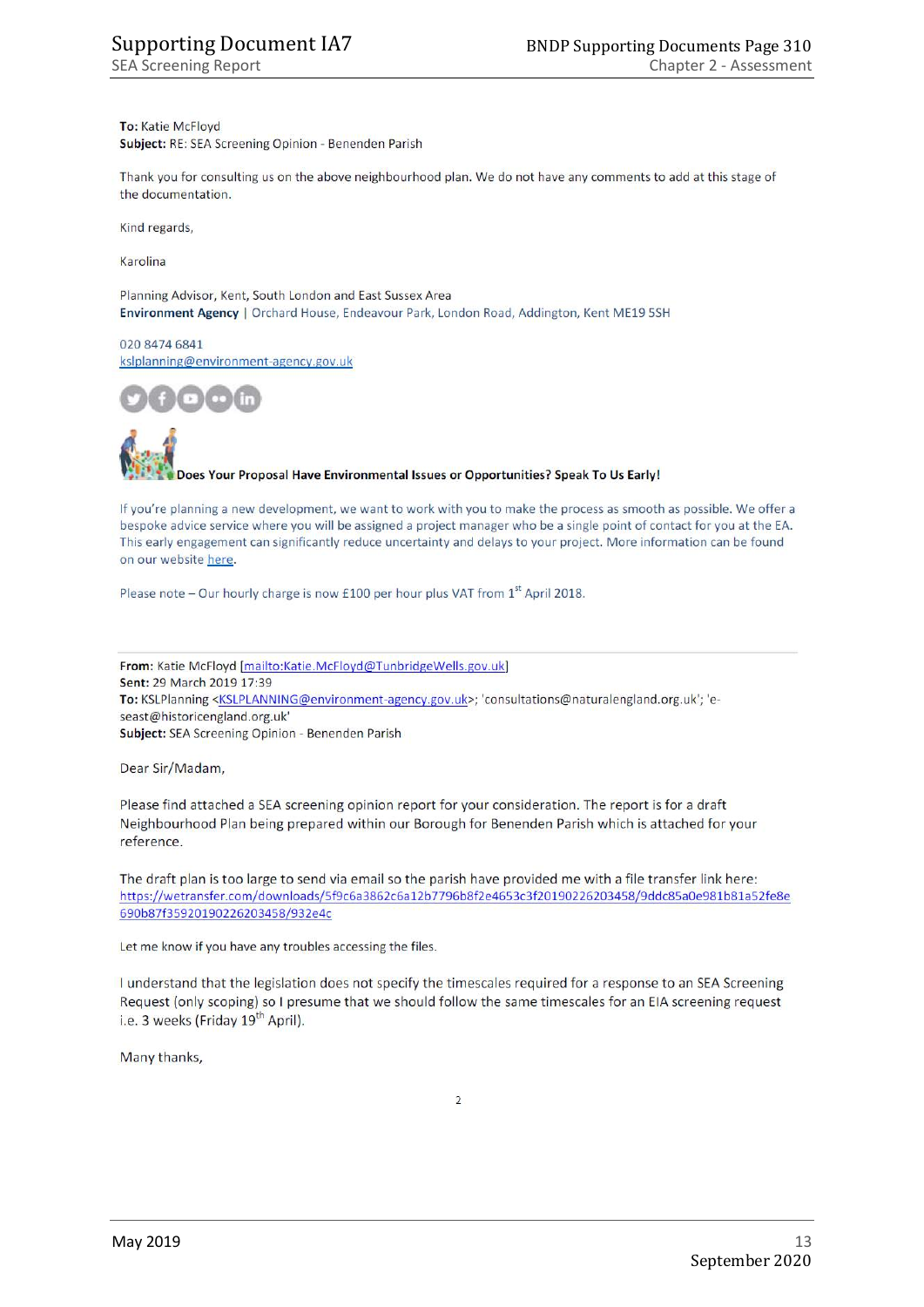**To:** Katie McFloyd
**Subject:** RE: SEA Screening Opinion - Benenden Parish

Thank you for consulting us on the above neighbourhood plan. We do not have any comments to add at this stage of the documentation.

Kind regards,

Karolina

Planning Advisor, Kent, South London and East Sussex Area
**Environment Agency** | Orchard House, Endeavour Park, London Road, Addington, Kent ME19 5SH

020 8474 6841
kslplanning@environment-agency.gov.uk

**Does Your Proposal Have Environmental Issues or Opportunities? Speak To Us Early!**

If you're planning a new development, we want to work with you to make the process as smooth as possible. We offer a bespoke advice service where you will be assigned a project manager who be a single point of contact for you at the EA. This early engagement can significantly reduce uncertainty and delays to your project. More information can be found on our website here.

Please note – Our hourly charge is now £100 per hour plus VAT from 1st April 2018.

---

**From:** Katie McFloyd [mailto:Katie.McFloyd@TunbridgeWells.gov.uk]
**Sent:** 29 March 2019 17:39
**To:** KSLPlanning <KSLPLANNING@environment-agency.gov.uk>; 'consultations@naturalengland.org.uk'; 'e-seast@historicengland.org.uk'
**Subject:** SEA Screening Opinion - Benenden Parish

Dear Sir/Madam,

Please find attached a SEA screening opinion report for your consideration. The report is for a draft Neighbourhood Plan being prepared within our Borough for Benenden Parish which is attached for your reference.

The draft plan is too large to send via email so the parish have provided me with a file transfer link here: https://wetransfer.com/downloads/5f9c6a3862c6a12b7796b8f2e4653c3f20190226203458/9ddc85a0e981b81a52fe8e690b87f35920190226203458/932e4c

Let me know if you have any troubles accessing the files.

I understand that the legislation does not specify the timescales required for a response to an SEA Screening Request (only scoping) so I presume that we should follow the same timescales for an EIA screening request i.e. 3 weeks (Friday 19th April).

Many thanks,